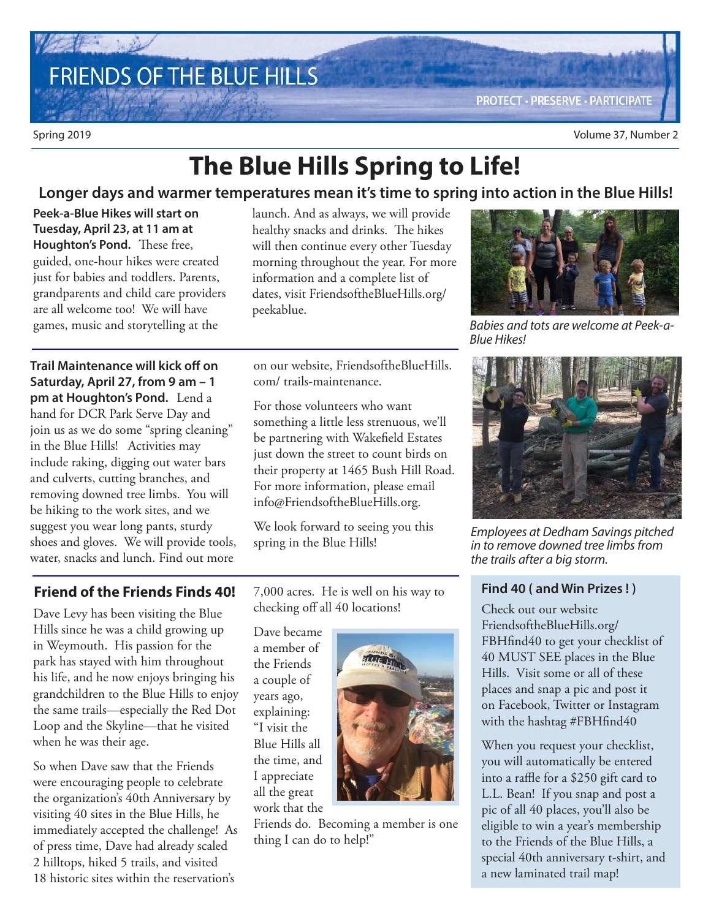# FRIENDS OF THE BLUE HILLS

PROTECT · PRESERVE · PARTICIPATE

Spring 2019 — Volume 37, Number 2

# The Blue Hills Spring to Life!

## Longer days and warmer temperatures mean it's time to spring into action in the Blue Hills!

**Peek-a-Blue Hikes will start on Tuesday, April 23, at 11 am at Houghton's Pond.** These free, guided, one-hour hikes were created just for babies and toddlers. Parents, grandparents and child care providers are all welcome too! We will have games, music and storytelling at the launch. And as always, we will provide healthy snacks and drinks. The hikes will then continue every other Tuesday morning throughout the year. For more information and a complete list of dates, visit FriendsoftheBlueHills.org/peekablue.

*Babies and tots are welcome at Peek-a-Blue Hikes!*

**Trail Maintenance will kick off on Saturday, April 27, from 9 am – 1 pm at Houghton's Pond.** Lend a hand for DCR Park Serve Day and join us as we do some "spring cleaning" in the Blue Hills! Activities may include raking, digging out water bars and culverts, cutting branches, and removing downed tree limbs. You will be hiking to the work sites, and we suggest you wear long pants, sturdy shoes and gloves. We will provide tools, water, snacks and lunch. Find out more on our website, FriendsoftheBlueHills.com/ trails-maintenance.

For those volunteers who want something a little less strenuous, we'll be partnering with Wakefield Estates just down the street to count birds on their property at 1465 Bush Hill Road. For more information, please email info@FriendsoftheBlueHills.org.

We look forward to seeing you this spring in the Blue Hills!

*Employees at Dedham Savings pitched in to remove downed tree limbs from the trails after a big storm.*

## Friend of the Friends Finds 40!

Dave Levy has been visiting the Blue Hills since he was a child growing up in Weymouth. His passion for the park has stayed with him throughout his life, and he now enjoys bringing his grandchildren to the Blue Hills to enjoy the same trails—especially the Red Dot Loop and the Skyline—that he visited when he was their age.

So when Dave saw that the Friends were encouraging people to celebrate the organization's 40th Anniversary by visiting 40 sites in the Blue Hills, he immediately accepted the challenge! As of press time, Dave had already scaled 2 hilltops, hiked 5 trails, and visited 18 historic sites within the reservation's 7,000 acres. He is well on his way to checking off all 40 locations!

Dave became a member of the Friends a couple of years ago, explaining: "I visit the Blue Hills all the time, and I appreciate all the great work that the Friends do. Becoming a member is one thing I can do to help!"

### Find 40 ( and Win Prizes ! )

Check out our website FriendsoftheBlueHills.org/FBHfind40 to get your checklist of 40 MUST SEE places in the Blue Hills. Visit some or all of these places and snap a pic and post it on Facebook, Twitter or Instagram with the hashtag #FBHfind40

When you request your checklist, you will automatically be entered into a raffle for a $250 gift card to L.L. Bean! If you snap and post a pic of all 40 places, you'll also be eligible to win a year's membership to the Friends of the Blue Hills, a special 40th anniversary t-shirt, and a new laminated trail map!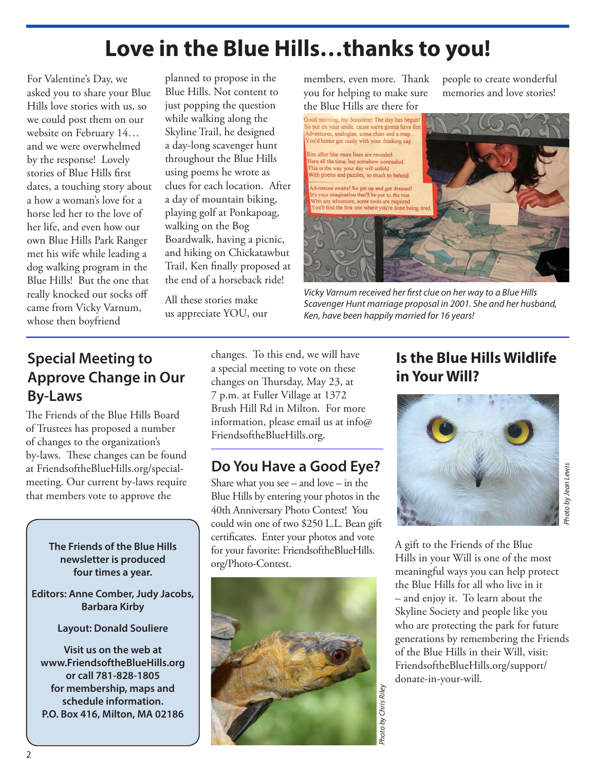# Love in the Blue Hills…thanks to you!

For Valentine's Day, we asked you to share your Blue Hills love stories with us, so we could post them on our website on February 14… and we were overwhelmed by the response! Lovely stories of Blue Hills first dates, a touching story about a how a woman's love for a horse led her to the love of her life, and even how our own Blue Hills Park Ranger met his wife while leading a dog walking program in the Blue Hills! But the one that really knocked our socks off came from Vicky Varnum, whose then boyfriend planned to propose in the Blue Hills. Not content to just popping the question while walking along the Skyline Trail, he designed a day-long scavenger hunt throughout the Blue Hills using poems he wrote as clues for each location. After a day of mountain biking, playing golf at Ponkapoag, walking on the Bog Boardwalk, having a picnic, and hiking on Chickatawbut Trail, Ken finally proposed at the end of a horseback ride!

All these stories make us appreciate YOU, our members, even more. Thank you for helping to make sure the Blue Hills are there for people to create wonderful memories and love stories!

*Vicky Varnum received her first clue on her way to a Blue Hills Scavenger Hunt marriage proposal in 2001. She and her husband, Ken, have been happily married for 16 years!*

## Special Meeting to Approve Change in Our By-Laws

The Friends of the Blue Hills Board of Trustees has proposed a number of changes to the organization's by-laws. These changes can be found at FriendsoftheBlueHills.org/special-meeting. Our current by-laws require that members vote to approve the changes. To this end, we will have a special meeting to vote on these changes on Thursday, May 23, at 7 p.m. at Fuller Village at 1372 Brush Hill Rd in Milton. For more information, please email us at info@FriendsoftheBlueHills.org.

**The Friends of the Blue Hills newsletter is produced four times a year.**

**Editors: Anne Comber, Judy Jacobs, Barbara Kirby**

**Layout: Donald Souliere**

**Visit us on the web at www.FriendsoftheBlueHills.org or call 781-828-1805 for membership, maps and schedule information. P.O. Box 416, Milton, MA 02186**

## Do You Have a Good Eye?

Share what you see – and love – in the Blue Hills by entering your photos in the 40th Anniversary Photo Contest! You could win one of two $250 L.L. Bean gift certificates. Enter your photos and vote for your favorite: FriendsoftheBlueHills.org/Photo-Contest.

*Photo by Chris Riley*

## Is the Blue Hills Wildlife in Your Will?

*Photo by Jean Lewis*

A gift to the Friends of the Blue Hills in your Will is one of the most meaningful ways you can help protect the Blue Hills for all who live in it – and enjoy it. To learn about the Skyline Society and people like you who are protecting the park for future generations by remembering the Friends of the Blue Hills in their Will, visit: FriendsoftheBlueHills.org/support/donate-in-your-will.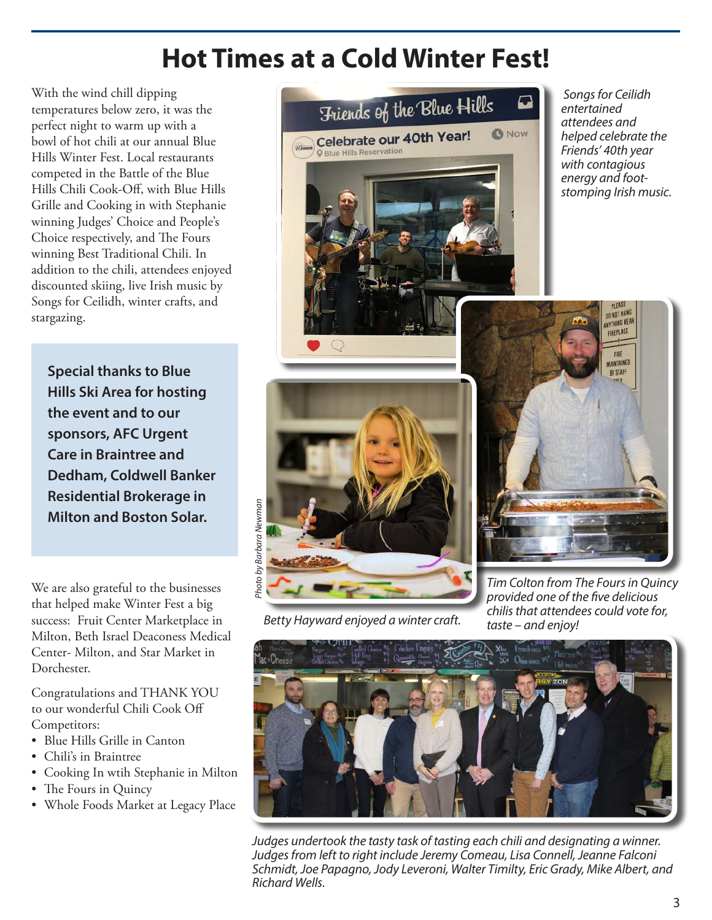# Hot Times at a Cold Winter Fest!

With the wind chill dipping temperatures below zero, it was the perfect night to warm up with a bowl of hot chili at our annual Blue Hills Winter Fest. Local restaurants competed in the Battle of the Blue Hills Chili Cook-Off, with Blue Hills Grille and Cooking in with Stephanie winning Judges' Choice and People's Choice respectively, and The Fours winning Best Traditional Chili. In addition to the chili, attendees enjoyed discounted skiing, live Irish music by Songs for Ceilidh, winter crafts, and stargazing.

**Special thanks to Blue Hills Ski Area for hosting the event and to our sponsors, AFC Urgent Care in Braintree and Dedham, Coldwell Banker Residential Brokerage in Milton and Boston Solar.**

We are also grateful to the businesses that helped make Winter Fest a big success: Fruit Center Marketplace in Milton, Beth Israel Deaconess Medical Center- Milton, and Star Market in Dorchester.

Congratulations and THANK YOU to our wonderful Chili Cook Off Competitors:

- Blue Hills Grille in Canton
- Chili's in Braintree
- Cooking In wtih Stephanie in Milton
- The Fours in Quincy
- Whole Foods Market at Legacy Place

*Songs for Ceilidh entertained attendees and helped celebrate the Friends' 40th year with contagious energy and foot-stomping Irish music.*

*Photo by Barbara Newman*

*Betty Hayward enjoyed a winter craft.*

*Tim Colton from The Fours in Quincy provided one of the five delicious chilis that attendees could vote for, taste – and enjoy!*

*Judges undertook the tasty task of tasting each chili and designating a winner. Judges from left to right include Jeremy Comeau, Lisa Connell, Jeanne Falconi Schmidt, Joe Papagno, Jody Leveroni, Walter Timilty, Eric Grady, Mike Albert, and Richard Wells.*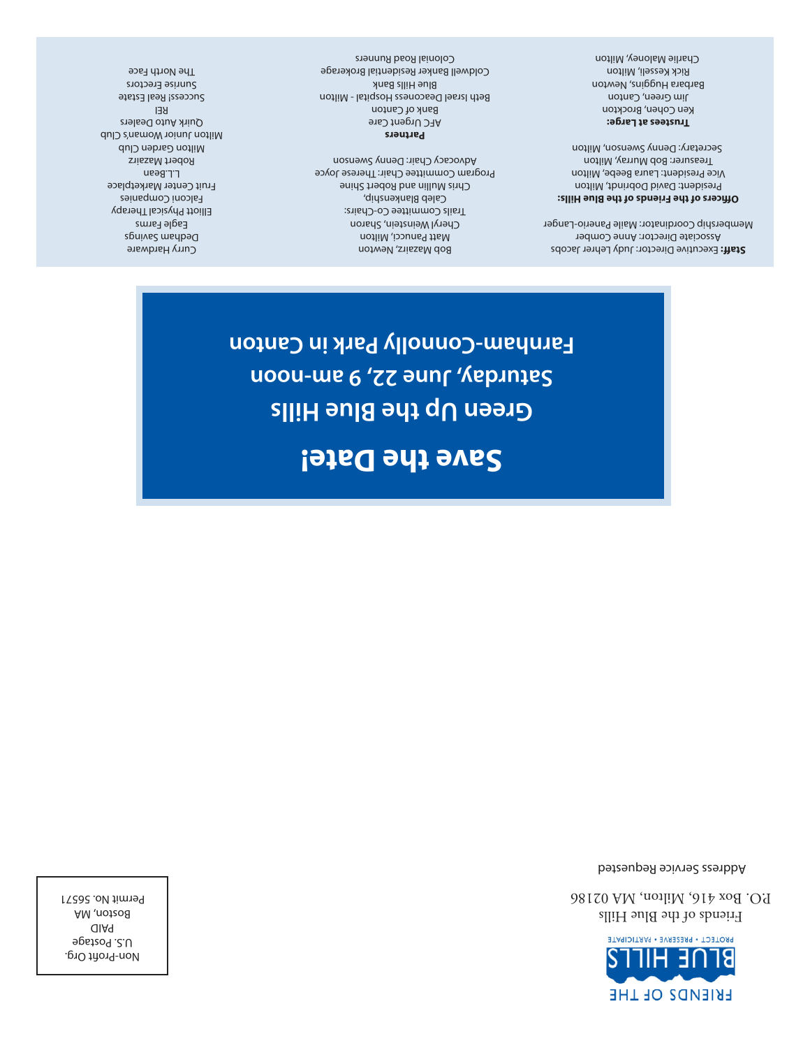**Staff:** Executive Director: Judy Lehrer Jacobs
Associate Director: Anne Comber
Membership Coordinator: Maile Panerio-Langer

**Officers of the Friends of the Blue Hills:**
President: David Dobrindt, Milton
Vice President: Laura Beebe, Milton
Treasurer: Bob Murray, Milton
Secretary: Denny Swenson, Milton

**Trustees at Large:**
Ken Cohen, Brockton
Jim Green, Canton
Barbara Huggins, Newton
Rick Kesseli, Milton
Charlie Maloney, Milton
Bob Mazaiz, Newton
Matt Panucci, Milton
Cheryl Weinstein, Sharon
Trails Committee Co-Chairs:
Caleb Blankenship,
Chris Mullin and Robert Shine
Program Committee Chair: Therese Joyce
Advocacy Chair: Denny Swenson

**Partners**
AFC Urgent Care
Bank of Canton
Beth Israel Deaconess Hospital - Milton
Blue Hills Bank
Coldwell Banker Residential Brokerage
Colonial Road Runners
Curry Hardware
Dedham Savings
Eagle Farms
Elliott Physical Therapy
Falconi Companies
Fruit Center Marketplace
L.L.Bean
Robert Mazaiz
Milton Garden Club
Milton Junior Woman's Club
Quirk Auto Dealers
REI
Success! Real Estate
Sunrise Erectors
The North Face

# Save the Date!

## Green Up the Blue Hills

**Saturday, June 22, 9 am-noon**

**Farnham-Connolly Park in Canton**

FRIENDS OF THE BLUE HILLS
PROTECT • PRESERVE • PARTICIPATE

Friends of the Blue Hills
P.O. Box 416, Milton, MA 02186

Address Service Requested

Non-Profit Org.
U.S. Postage
PAID
Boston, MA
Permit No. 56571